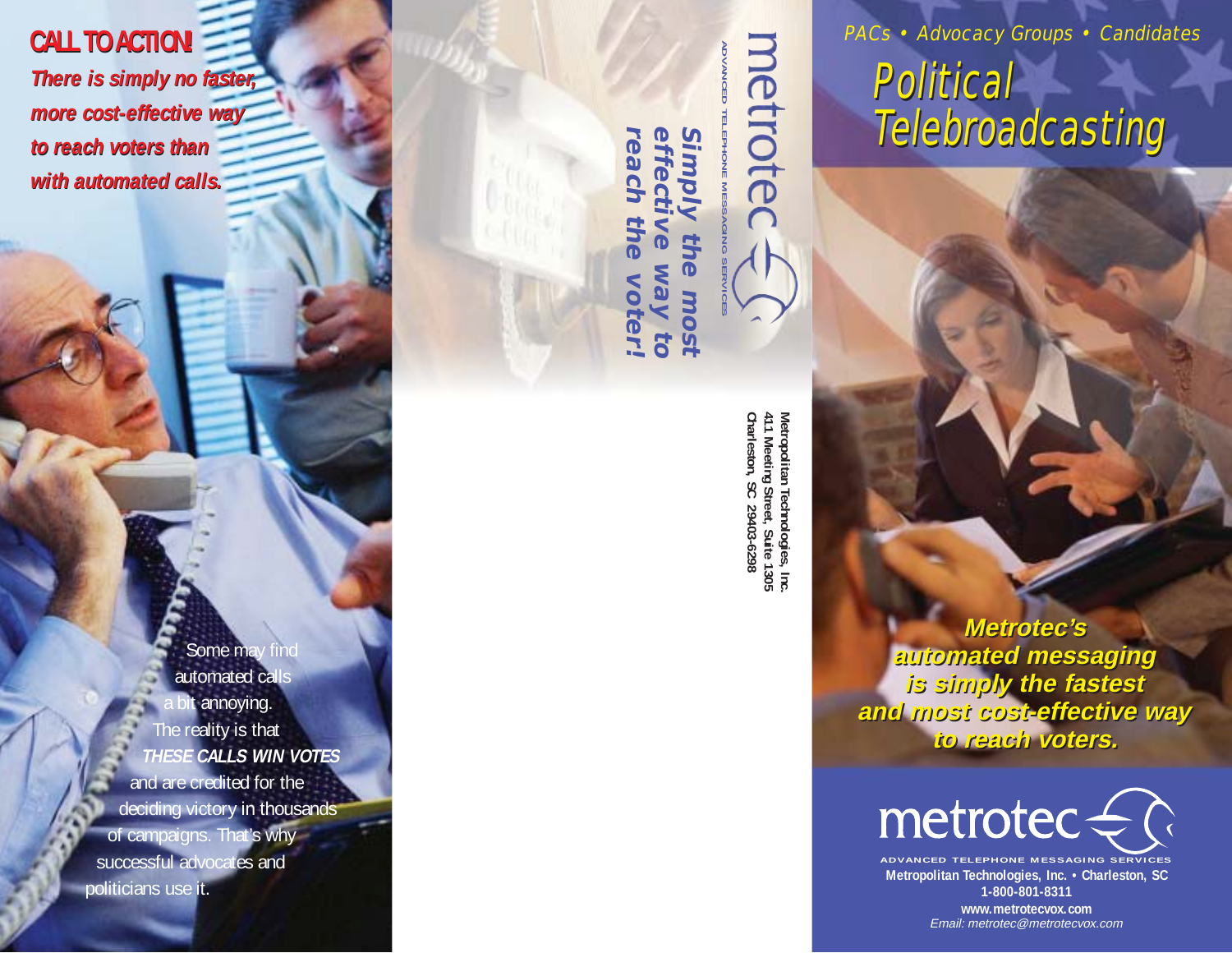## CALL TO ACTION!

***There is simply no faster, more cost-effective way to reach voters than with automated calls.***

Some may find automated calls a bit annoying. The reality is that ***THESE CALLS WIN VOTES*** and are credited for the deciding victory in thousands of campaigns. That's why successful advocates and politicians use it.

metrotec

ADVANCED TELEPHONE MESSAGING SERVICES

***Simply the most effective way to reach the voter!***

**Metropolitan Technologies, Inc.**
**411 Meeting Street, Suite 1305**
**Charleston, SC 29403-6298**

*PACs • Advocacy Groups • Candidates*

# *Political Telebroadcasting*

***Metrotec's automated messaging is simply the fastest and most cost-effective way to reach voters.***

metrotec

ADVANCED TELEPHONE MESSAGING SERVICES

**Metropolitan Technologies, Inc. • Charleston, SC**
**1-800-801-8311**
**www.metrotecvox.com**
*Email: metrotec@metrotecvox.com*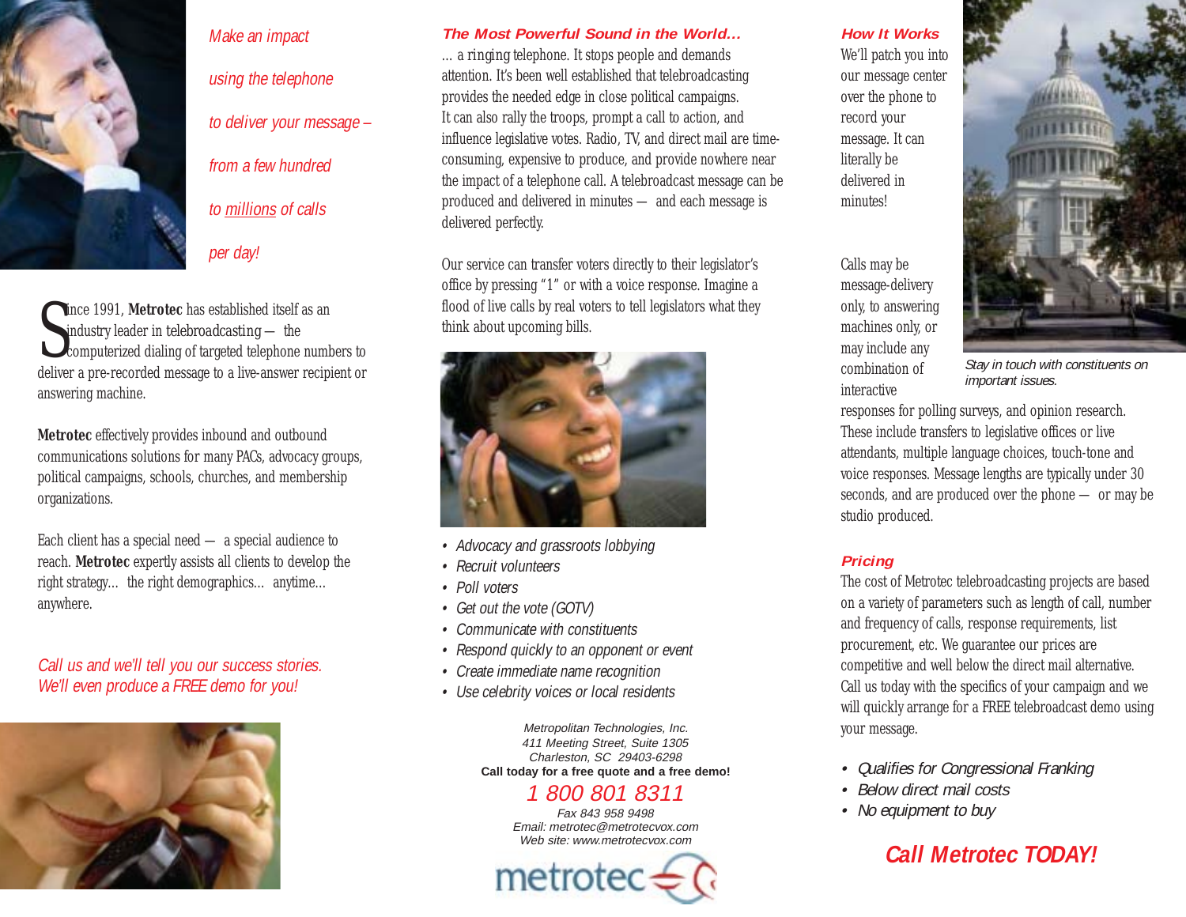*Make an impact*

*using the telephone*

*to deliver your message –*

*from a few hundred*

*to millions of calls*

*per day!*

Since 1991, **Metrotec** has established itself as an industry leader in telebroadcasting — the computerized dialing of targeted telephone numbers to deliver a pre-recorded message to a live-answer recipient or answering machine.

**Metrotec** effectively provides inbound and outbound communications solutions for many PACs, advocacy groups, political campaigns, schools, churches, and membership organizations.

Each client has a special need — a special audience to reach. **Metrotec** expertly assists all clients to develop the right strategy... the right demographics... anytime... anywhere.

*Call us and we'll tell you our success stories. We'll even produce a FREE demo for you!*

## *The Most Powerful Sound in the World...*

... a ringing telephone. It stops people and demands attention. It's been well established that telebroadcasting provides the needed edge in close political campaigns. It can also rally the troops, prompt a call to action, and influence legislative votes. Radio, TV, and direct mail are time-consuming, expensive to produce, and provide nowhere near the impact of a telephone call. A telebroadcast message can be produced and delivered in minutes — and each message is delivered perfectly.

Our service can transfer voters directly to their legislator's office by pressing "1" or with a voice response. Imagine a flood of live calls by real voters to tell legislators what they think about upcoming bills.

- *Advocacy and grassroots lobbying*
- *Recruit volunteers*
- *Poll voters*
- *Get out the vote (GOTV)*
- *Communicate with constituents*
- *Respond quickly to an opponent or event*
- *Create immediate name recognition*
- *Use celebrity voices or local residents*

*Metropolitan Technologies, Inc.*
*411 Meeting Street, Suite 1305*
*Charleston, SC 29403-6298*
**Call today for a free quote and a free demo!**

*1 800 801 8311*

*Fax 843 958 9498*
*Email: metrotec@metrotecvox.com*
*Web site: www.metrotecvox.com*

metrotec

## *How It Works*

We'll patch you into our message center over the phone to record your message. It can literally be delivered in minutes!

Calls may be message-delivery only, to answering machines only, or may include any combination of interactive responses for polling surveys, and opinion research. These include transfers to legislative offices or live attendants, multiple language choices, touch-tone and voice responses. Message lengths are typically under 30 seconds, and are produced over the phone — or may be studio produced.

*Stay in touch with constituents on important issues.*

## *Pricing*

The cost of Metrotec telebroadcasting projects are based on a variety of parameters such as length of call, number and frequency of calls, response requirements, list procurement, etc. We guarantee our prices are competitive and well below the direct mail alternative. Call us today with the specifics of your campaign and we will quickly arrange for a FREE telebroadcast demo using your message.

- *Qualifies for Congressional Franking*
- *Below direct mail costs*
- *No equipment to buy*

***Call Metrotec TODAY!***